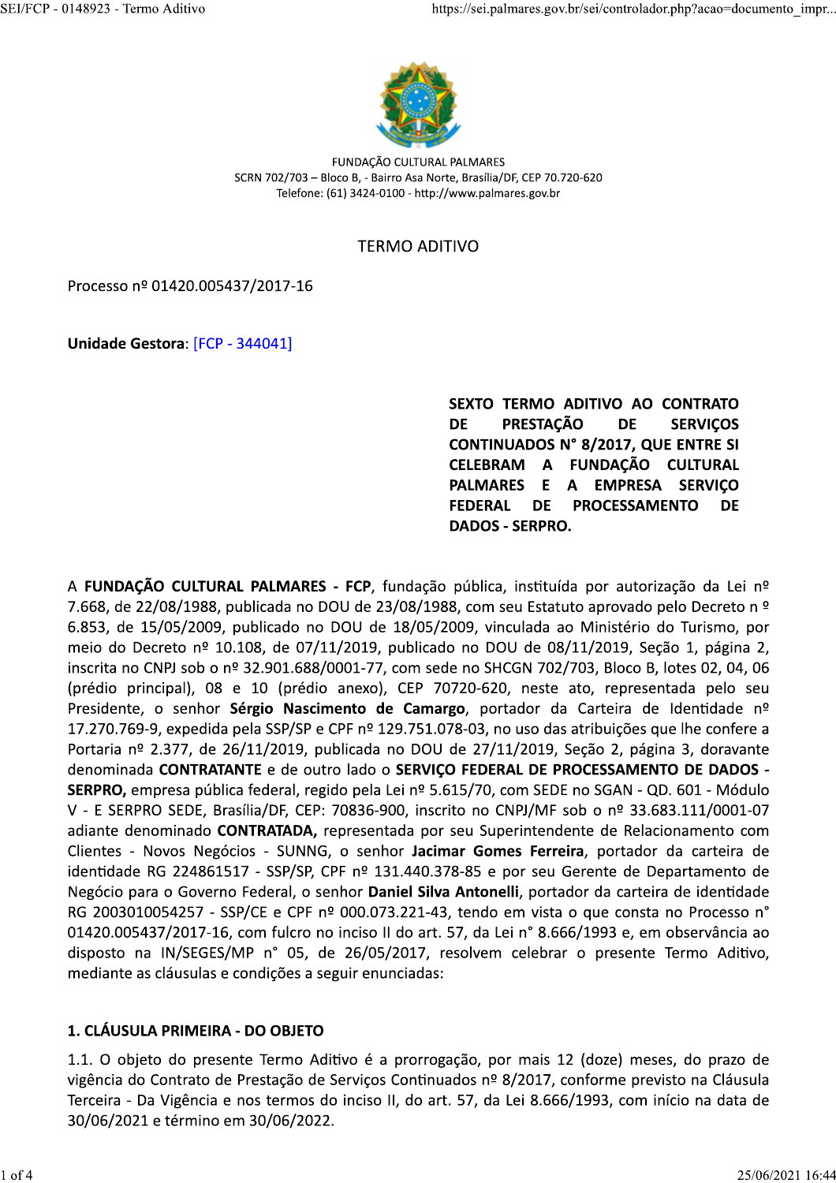FUNDAÇÃO CULTURAL PALMARES
SCRN 702/703 – Bloco B, - Bairro Asa Norte, Brasília/DF, CEP 70.720-620
Telefone: (61) 3424-0100 - http://www.palmares.gov.br

# TERMO ADITIVO

Processo nº 01420.005437/2017-16

**Unidade Gestora**: [FCP - 344041]

**SEXTO TERMO ADITIVO AO CONTRATO DE PRESTAÇÃO DE SERVIÇOS CONTINUADOS N° 8/2017, QUE ENTRE SI CELEBRAM A FUNDAÇÃO CULTURAL PALMARES E A EMPRESA SERVIÇO FEDERAL DE PROCESSAMENTO DE DADOS - SERPRO.**

A **FUNDAÇÃO CULTURAL PALMARES - FCP**, fundação pública, instituída por autorização da Lei nº 7.668, de 22/08/1988, publicada no DOU de 23/08/1988, com seu Estatuto aprovado pelo Decreto n º 6.853, de 15/05/2009, publicado no DOU de 18/05/2009, vinculada ao Ministério do Turismo, por meio do Decreto nº 10.108, de 07/11/2019, publicado no DOU de 08/11/2019, Seção 1, página 2, inscrita no CNPJ sob o nº 32.901.688/0001-77, com sede no SHCGN 702/703, Bloco B, lotes 02, 04, 06 (prédio principal), 08 e 10 (prédio anexo), CEP 70720-620, neste ato, representada pelo seu Presidente, o senhor **Sérgio Nascimento de Camargo**, portador da Carteira de Identidade nº 17.270.769-9, expedida pela SSP/SP e CPF nº 129.751.078-03, no uso das atribuições que lhe confere a Portaria nº 2.377, de 26/11/2019, publicada no DOU de 27/11/2019, Seção 2, página 3, doravante denominada **CONTRATANTE** e de outro lado o **SERVIÇO FEDERAL DE PROCESSAMENTO DE DADOS - SERPRO,** empresa pública federal, regido pela Lei nº 5.615/70, com SEDE no SGAN - QD. 601 - Módulo V - E SERPRO SEDE, Brasília/DF, CEP: 70836-900, inscrito no CNPJ/MF sob o nº 33.683.111/0001-07 adiante denominado **CONTRATADA,** representada por seu Superintendente de Relacionamento com Clientes - Novos Negócios - SUNNG, o senhor **Jacimar Gomes Ferreira**, portador da carteira de identidade RG 224861517 - SSP/SP, CPF nº 131.440.378-85 e por seu Gerente de Departamento de Negócio para o Governo Federal, o senhor **Daniel Silva Antonelli**, portador da carteira de identidade RG 2003010054257 - SSP/CE e CPF nº 000.073.221-43, tendo em vista o que consta no Processo n° 01420.005437/2017-16, com fulcro no inciso II do art. 57, da Lei n° 8.666/1993 e, em observância ao disposto na IN/SEGES/MP n° 05, de 26/05/2017, resolvem celebrar o presente Termo Aditivo, mediante as cláusulas e condições a seguir enunciadas:

## 1. CLÁUSULA PRIMEIRA - DO OBJETO

1.1. O objeto do presente Termo Aditivo é a prorrogação, por mais 12 (doze) meses, do prazo de vigência do Contrato de Prestação de Serviços Continuados nº 8/2017, conforme previsto na Cláusula Terceira - Da Vigência e nos termos do inciso II, do art. 57, da Lei 8.666/1993, com início na data de 30/06/2021 e término em 30/06/2022.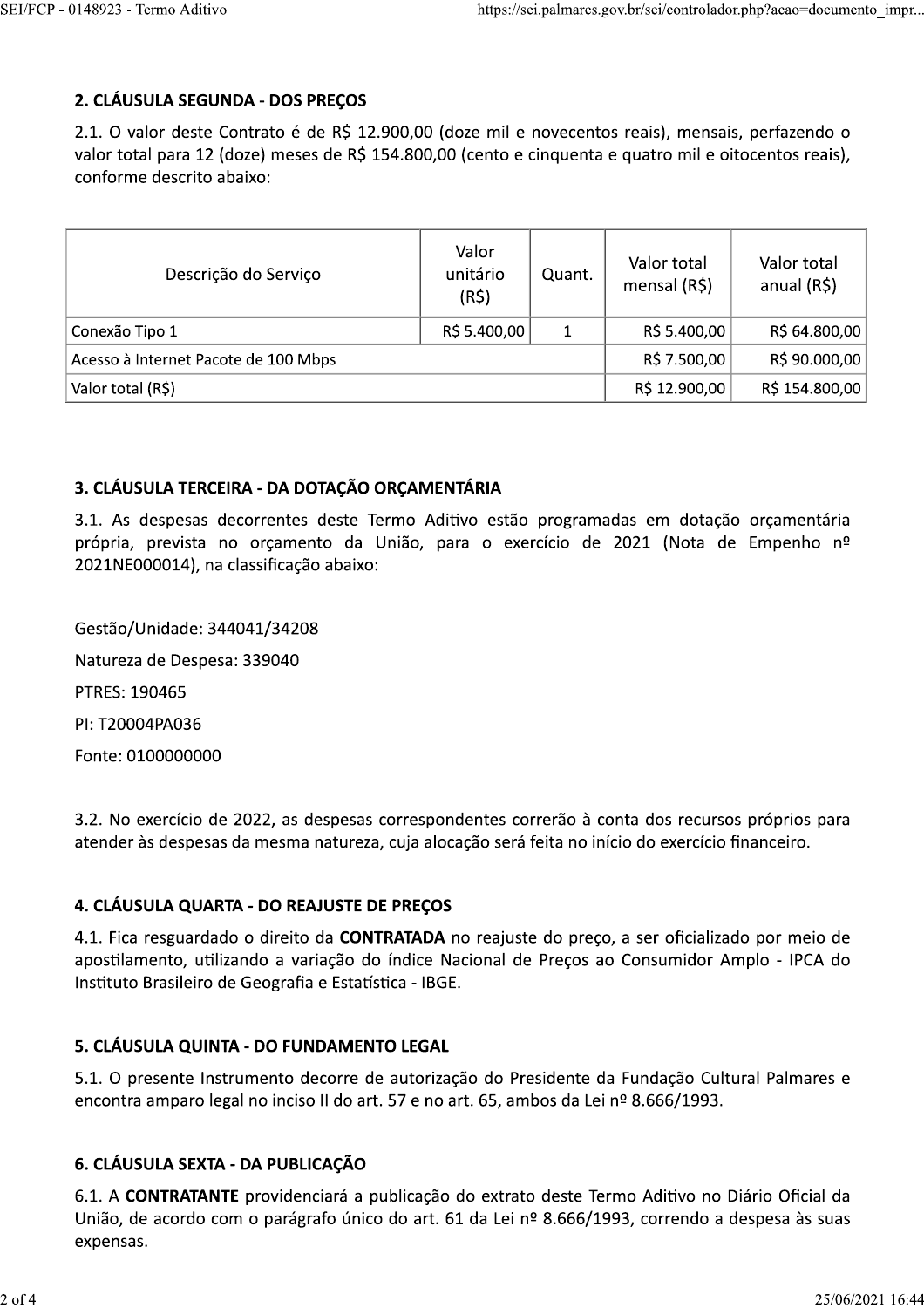## 2. CLÁUSULA SEGUNDA - DOS PREÇOS

2.1. O valor deste Contrato é de R$ 12.900,00 (doze mil e novecentos reais), mensais, perfazendo o valor total para 12 (doze) meses de R$ 154.800,00 (cento e cinquenta e quatro mil e oitocentos reais), conforme descrito abaixo:

| Descrição do Serviço | Valor unitário (R$) | Quant. | Valor total mensal (R$) | Valor total anual (R$) |
|---|---|---|---|---|
| Conexão Tipo 1 | R$ 5.400,00 | 1 | R$ 5.400,00 | R$ 64.800,00 |
| Acesso à Internet Pacote de 100 Mbps | | | R$ 7.500,00 | R$ 90.000,00 |
| Valor total (R$) | | | R$ 12.900,00 | R$ 154.800,00 |

## 3. CLÁUSULA TERCEIRA - DA DOTAÇÃO ORÇAMENTÁRIA

3.1. As despesas decorrentes deste Termo Aditivo estão programadas em dotação orçamentária própria, prevista no orçamento da União, para o exercício de 2021 (Nota de Empenho nº 2021NE000014), na classificação abaixo:

Gestão/Unidade: 344041/34208

Natureza de Despesa: 339040

PTRES: 190465

PI: T20004PA036

Fonte: 0100000000

3.2. No exercício de 2022, as despesas correspondentes correrão à conta dos recursos próprios para atender às despesas da mesma natureza, cuja alocação será feita no início do exercício financeiro.

## 4. CLÁUSULA QUARTA - DO REAJUSTE DE PREÇOS

4.1. Fica resguardado o direito da **CONTRATADA** no reajuste do preço, a ser oficializado por meio de apostilamento, utilizando a variação do índice Nacional de Preços ao Consumidor Amplo - IPCA do Instituto Brasileiro de Geografia e Estatística - IBGE.

## 5. CLÁUSULA QUINTA - DO FUNDAMENTO LEGAL

5.1. O presente Instrumento decorre de autorização do Presidente da Fundação Cultural Palmares e encontra amparo legal no inciso II do art. 57 e no art. 65, ambos da Lei nº 8.666/1993.

## 6. CLÁUSULA SEXTA - DA PUBLICAÇÃO

6.1. A **CONTRATANTE** providenciará a publicação do extrato deste Termo Aditivo no Diário Oficial da União, de acordo com o parágrafo único do art. 61 da Lei nº 8.666/1993, correndo a despesa às suas expensas.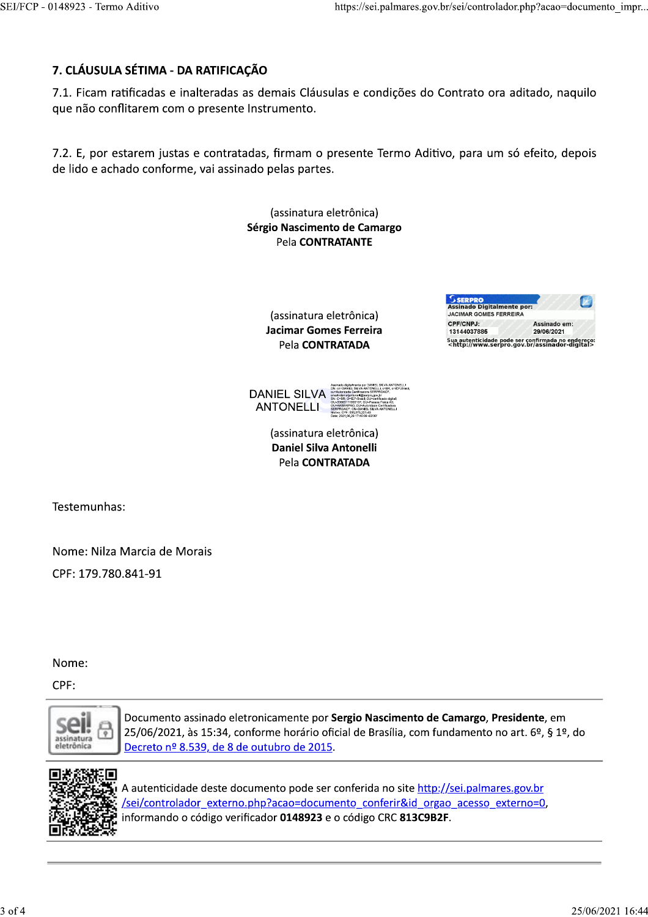## 7. CLÁUSULA SÉTIMA - DA RATIFICAÇÃO

7.1. Ficam ratificadas e inalteradas as demais Cláusulas e condições do Contrato ora aditado, naquilo que não conflitarem com o presente Instrumento.

7.2. E, por estarem justas e contratadas, firmam o presente Termo Aditivo, para um só efeito, depois de lido e achado conforme, vai assinado pelas partes.

(assinatura eletrônica)
**Sérgio Nascimento de Camargo**
Pela **CONTRATANTE**

SERPRO
Assinado Digitalmente por:
JACIMAR GOMES FERREIRA
CPF/CNPJ: 13144037885
Assinado em: 29/06/2021
Sua autenticidade pode ser confirmada no endereço: <http://www.serpro.gov.br/assinador-digital>

(assinatura eletrônica)
**Jacimar Gomes Ferreira**
Pela **CONTRATADA**

DANIEL SILVA ANTONELLI

(assinatura eletrônica)
**Daniel Silva Antonelli**
Pela **CONTRATADA**

Testemunhas:

Nome: Nilza Marcia de Morais

CPF: 179.780.841-91

Nome:

CPF:

Documento assinado eletronicamente por **Sergio Nascimento de Camargo**, **Presidente**, em 25/06/2021, às 15:34, conforme horário oficial de Brasília, com fundamento no art. 6º, § 1º, do Decreto nº 8.539, de 8 de outubro de 2015.

A autenticidade deste documento pode ser conferida no site http://sei.palmares.gov.br/sei/controlador_externo.php?acao=documento_conferir&id_orgao_acesso_externo=0, informando o código verificador **0148923** e o código CRC **813C9B2F**.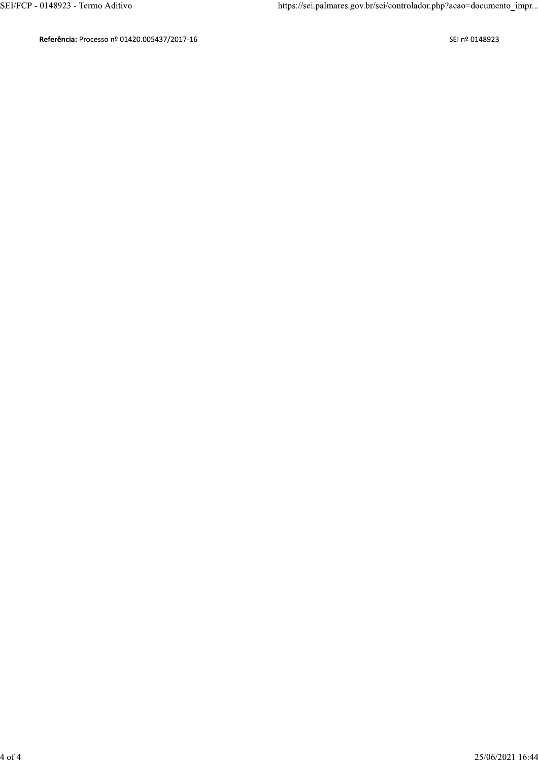**Referência:** Processo nº 01420.005437/2017-16 SEI nº 0148923